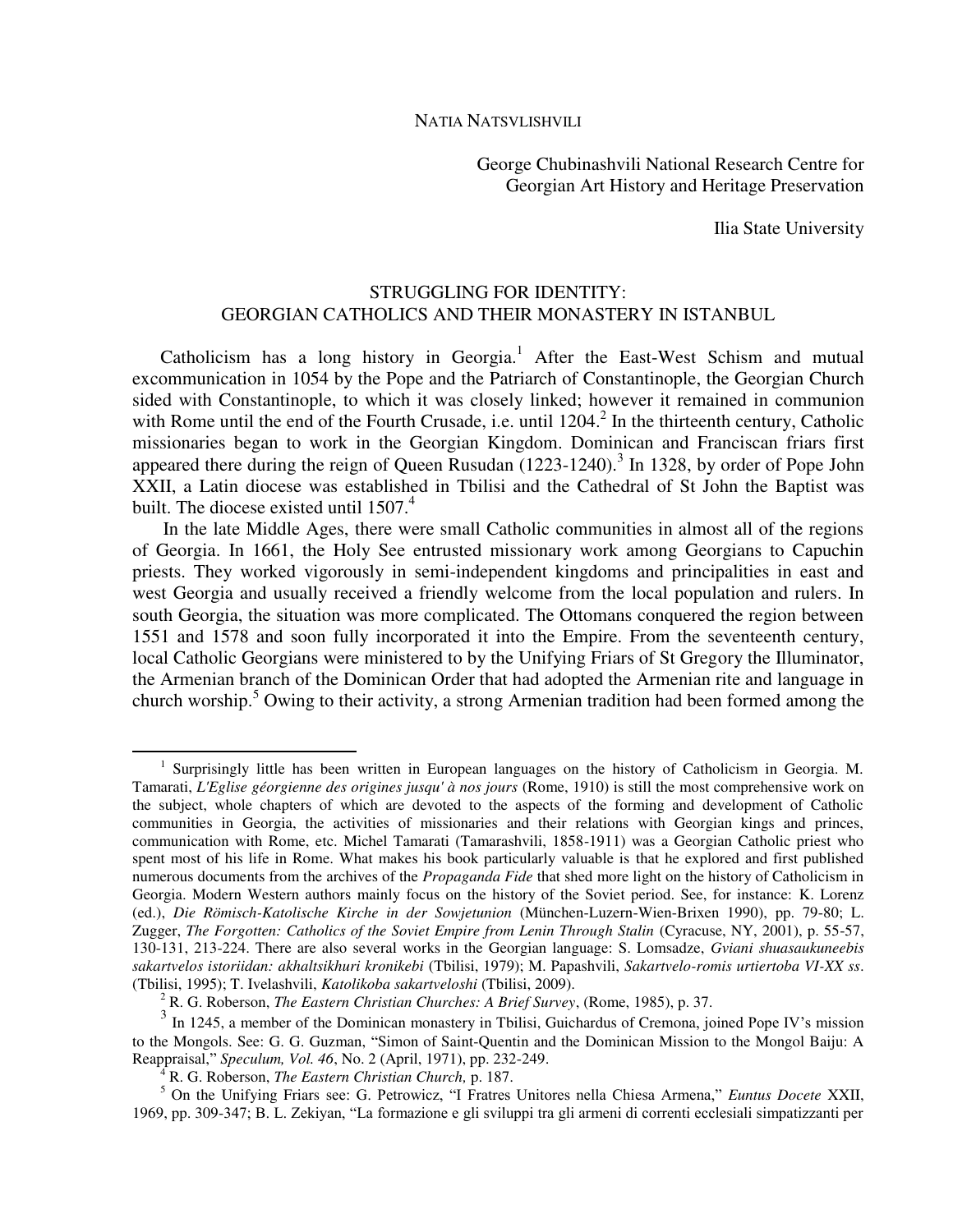NATIA NATSVLISHVILI

George Chubinashvili National Research Centre for Georgian Art History and Heritage Preservation

Ilia State University

# STRUGGLING FOR IDENTITY: GEORGIAN CATHOLICS AND THEIR MONASTERY IN ISTANBUL

Catholicism has a long history in Georgia.[1] After the East-West Schism and mutual excommunication in 1054 by the Pope and the Patriarch of Constantinople, the Georgian Church sided with Constantinople, to which it was closely linked; however it remained in communion with Rome until the end of the Fourth Crusade, i.e. until 1204.[2] In the thirteenth century, Catholic missionaries began to work in the Georgian Kingdom. Dominican and Franciscan friars first appeared there during the reign of Queen Rusudan (1223-1240).[3] In 1328, by order of Pope John XXII, a Latin diocese was established in Tbilisi and the Cathedral of St John the Baptist was built. The diocese existed until 1507.[4]

In the late Middle Ages, there were small Catholic communities in almost all of the regions of Georgia. In 1661, the Holy See entrusted missionary work among Georgians to Capuchin priests. They worked vigorously in semi-independent kingdoms and principalities in east and west Georgia and usually received a friendly welcome from the local population and rulers. In south Georgia, the situation was more complicated. The Ottomans conquered the region between 1551 and 1578 and soon fully incorporated it into the Empire. From the seventeenth century, local Catholic Georgians were ministered to by the Unifying Friars of St Gregory the Illuminator, the Armenian branch of the Dominican Order that had adopted the Armenian rite and language in church worship.[5] Owing to their activity, a strong Armenian tradition had been formed among the

---

[1] Surprisingly little has been written in European languages on the history of Catholicism in Georgia. M. Tamarati, *L'Eglise géorgienne des origines jusqu' à nos jours* (Rome, 1910) is still the most comprehensive work on the subject, whole chapters of which are devoted to the aspects of the forming and development of Catholic communities in Georgia, the activities of missionaries and their relations with Georgian kings and princes, communication with Rome, etc. Michel Tamarati (Tamarashvili, 1858-1911) was a Georgian Catholic priest who spent most of his life in Rome. What makes his book particularly valuable is that he explored and first published numerous documents from the archives of the *Propaganda Fide* that shed more light on the history of Catholicism in Georgia. Modern Western authors mainly focus on the history of the Soviet period. See, for instance: K. Lorenz (ed.), *Die Römisch-Katolische Kirche in der Sowjetunion* (München-Luzern-Wien-Brixen 1990), pp. 79-80; L. Zugger, *The Forgotten: Catholics of the Soviet Empire from Lenin Through Stalin* (Cyracuse, NY, 2001), p. 55-57, 130-131, 213-224. There are also several works in the Georgian language: S. Lomsadze, *Gviani shuasaukuneebis sakartvelos istoriidan: akhaltsikhuri kronikebi* (Tbilisi, 1979); M. Papashvili, *Sakartvelo-romis urtiertoba VI-XX ss*. (Tbilisi, 1995); T. Ivelashvili, *Katolikoba sakartveloshi* (Tbilisi, 2009).

[2] R. G. Roberson, *The Eastern Christian Churches: A Brief Survey*, (Rome, 1985), p. 37.

[3] In 1245, a member of the Dominican monastery in Tbilisi, Guichardus of Cremona, joined Pope IV's mission to the Mongols. See: G. G. Guzman, "Simon of Saint-Quentin and the Dominican Mission to the Mongol Baiju: A Reappraisal," *Speculum, Vol. 46*, No. 2 (April, 1971), pp. 232-249.

[4] R. G. Roberson, *The Eastern Christian Church,* p. 187.

[5] On the Unifying Friars see: G. Petrowicz, "I Fratres Unitores nella Chiesa Armena," *Euntus Docete* XXII, 1969, pp. 309-347; B. L. Zekiyan, "La formazione e gli sviluppi tra gli armeni di correnti ecclesiali simpatizzanti per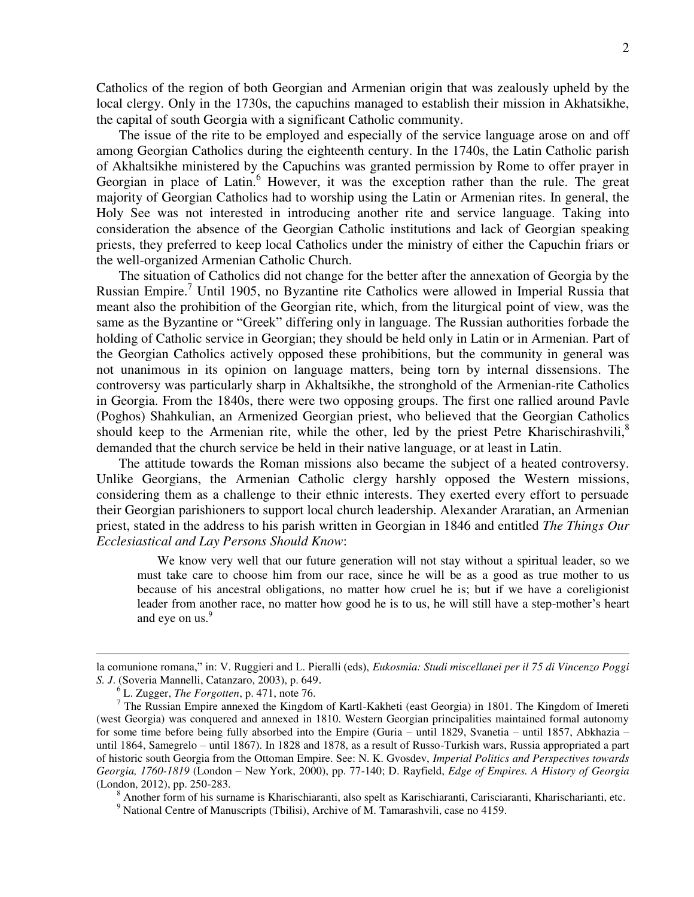Catholics of the region of both Georgian and Armenian origin that was zealously upheld by the local clergy. Only in the 1730s, the capuchins managed to establish their mission in Akhatsikhe, the capital of south Georgia with a significant Catholic community.

The issue of the rite to be employed and especially of the service language arose on and off among Georgian Catholics during the eighteenth century. In the 1740s, the Latin Catholic parish of Akhaltsikhe ministered by the Capuchins was granted permission by Rome to offer prayer in Georgian in place of Latin.[6] However, it was the exception rather than the rule. The great majority of Georgian Catholics had to worship using the Latin or Armenian rites. In general, the Holy See was not interested in introducing another rite and service language. Taking into consideration the absence of the Georgian Catholic institutions and lack of Georgian speaking priests, they preferred to keep local Catholics under the ministry of either the Capuchin friars or the well-organized Armenian Catholic Church.

The situation of Catholics did not change for the better after the annexation of Georgia by the Russian Empire.[7] Until 1905, no Byzantine rite Catholics were allowed in Imperial Russia that meant also the prohibition of the Georgian rite, which, from the liturgical point of view, was the same as the Byzantine or "Greek" differing only in language. The Russian authorities forbade the holding of Catholic service in Georgian; they should be held only in Latin or in Armenian. Part of the Georgian Catholics actively opposed these prohibitions, but the community in general was not unanimous in its opinion on language matters, being torn by internal dissensions. The controversy was particularly sharp in Akhaltsikhe, the stronghold of the Armenian-rite Catholics in Georgia. From the 1840s, there were two opposing groups. The first one rallied around Pavle (Poghos) Shahkulian, an Armenized Georgian priest, who believed that the Georgian Catholics should keep to the Armenian rite, while the other, led by the priest Petre Kharischirashvili,[8] demanded that the church service be held in their native language, or at least in Latin.

The attitude towards the Roman missions also became the subject of a heated controversy. Unlike Georgians, the Armenian Catholic clergy harshly opposed the Western missions, considering them as a challenge to their ethnic interests. They exerted every effort to persuade their Georgian parishioners to support local church leadership. Alexander Araratian, an Armenian priest, stated in the address to his parish written in Georgian in 1846 and entitled *The Things Our Ecclesiastical and Lay Persons Should Know*:

> We know very well that our future generation will not stay without a spiritual leader, so we must take care to choose him from our race, since he will be as a good as true mother to us because of his ancestral obligations, no matter how cruel he is; but if we have a coreligionist leader from another race, no matter how good he is to us, he will still have a step-mother's heart and eye on us.[9]

---

la comunione romana," in: V. Ruggieri and L. Pieralli (eds), *Eukosmia: Studi miscellanei per il 75 di Vincenzo Poggi S. J*. (Soveria Mannelli, Catanzaro, 2003), p. 649.

[6] L. Zugger, *The Forgotten*, p. 471, note 76.

[7] The Russian Empire annexed the Kingdom of Kartl-Kakheti (east Georgia) in 1801. The Kingdom of Imereti (west Georgia) was conquered and annexed in 1810. Western Georgian principalities maintained formal autonomy for some time before being fully absorbed into the Empire (Guria – until 1829, Svanetia – until 1857, Abkhazia – until 1864, Samegrelo – until 1867). In 1828 and 1878, as a result of Russo-Turkish wars, Russia appropriated a part of historic south Georgia from the Ottoman Empire. See: N. K. Gvosdev, *Imperial Politics and Perspectives towards Georgia, 1760-1819* (London – New York, 2000), pp. 77-140; D. Rayfield, *Edge of Empires. A History of Georgia* (London, 2012), pp. 250-283.

[8] Another form of his surname is Kharischiaranti, also spelt as Karischiaranti, Carisciaranti, Kharischarianti, etc.

[9] National Centre of Manuscripts (Tbilisi), Archive of M. Tamarashvili, case no 4159.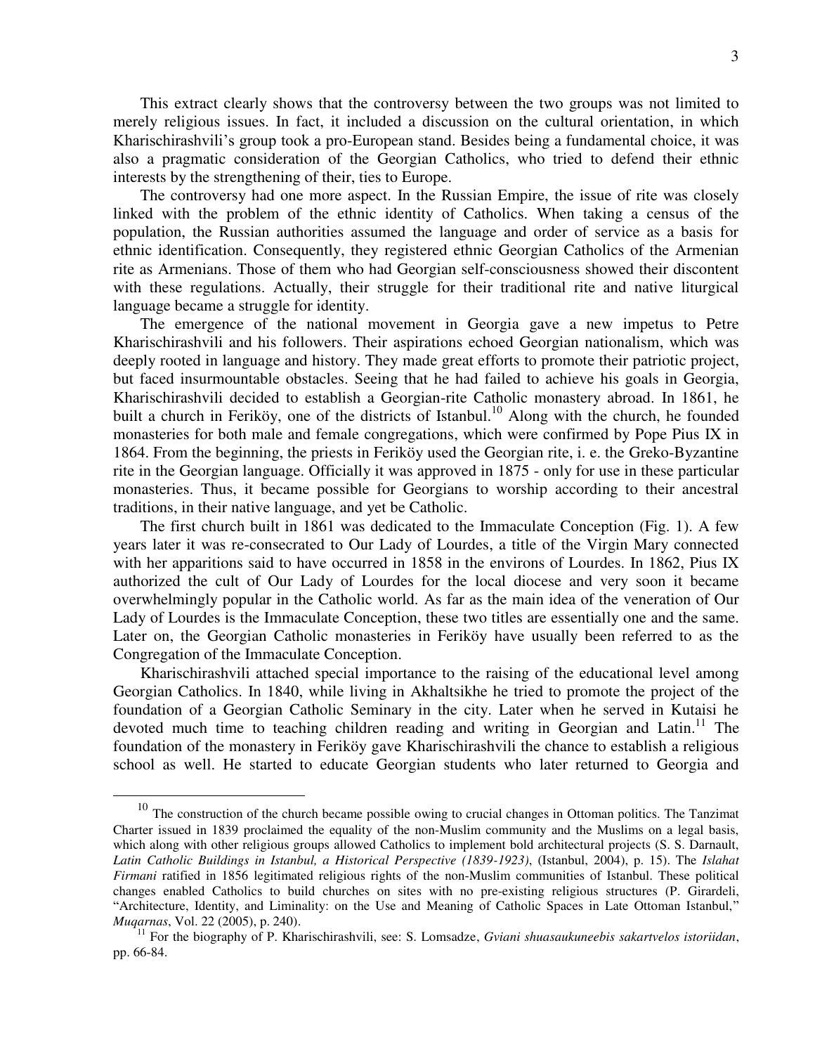This extract clearly shows that the controversy between the two groups was not limited to merely religious issues. In fact, it included a discussion on the cultural orientation, in which Kharischirashvili's group took a pro-European stand. Besides being a fundamental choice, it was also a pragmatic consideration of the Georgian Catholics, who tried to defend their ethnic interests by the strengthening of their, ties to Europe.

The controversy had one more aspect. In the Russian Empire, the issue of rite was closely linked with the problem of the ethnic identity of Catholics. When taking a census of the population, the Russian authorities assumed the language and order of service as a basis for ethnic identification. Consequently, they registered ethnic Georgian Catholics of the Armenian rite as Armenians. Those of them who had Georgian self-consciousness showed their discontent with these regulations. Actually, their struggle for their traditional rite and native liturgical language became a struggle for identity.

The emergence of the national movement in Georgia gave a new impetus to Petre Kharischirashvili and his followers. Their aspirations echoed Georgian nationalism, which was deeply rooted in language and history. They made great efforts to promote their patriotic project, but faced insurmountable obstacles. Seeing that he had failed to achieve his goals in Georgia, Kharischirashvili decided to establish a Georgian-rite Catholic monastery abroad. In 1861, he built a church in Feriköy, one of the districts of Istanbul.[10] Along with the church, he founded monasteries for both male and female congregations, which were confirmed by Pope Pius IX in 1864. From the beginning, the priests in Feriköy used the Georgian rite, i. e. the Greko-Byzantine rite in the Georgian language. Officially it was approved in 1875 - only for use in these particular monasteries. Thus, it became possible for Georgians to worship according to their ancestral traditions, in their native language, and yet be Catholic.

The first church built in 1861 was dedicated to the Immaculate Conception (Fig. 1). A few years later it was re-consecrated to Our Lady of Lourdes, a title of the Virgin Mary connected with her apparitions said to have occurred in 1858 in the environs of Lourdes. In 1862, Pius IX authorized the cult of Our Lady of Lourdes for the local diocese and very soon it became overwhelmingly popular in the Catholic world. As far as the main idea of the veneration of Our Lady of Lourdes is the Immaculate Conception, these two titles are essentially one and the same. Later on, the Georgian Catholic monasteries in Feriköy have usually been referred to as the Congregation of the Immaculate Conception.

Kharischirashvili attached special importance to the raising of the educational level among Georgian Catholics. In 1840, while living in Akhaltsikhe he tried to promote the project of the foundation of a Georgian Catholic Seminary in the city. Later when he served in Kutaisi he devoted much time to teaching children reading and writing in Georgian and Latin.[11] The foundation of the monastery in Feriköy gave Kharischirashvili the chance to establish a religious school as well. He started to educate Georgian students who later returned to Georgia and

---

[10] The construction of the church became possible owing to crucial changes in Ottoman politics. The Tanzimat Charter issued in 1839 proclaimed the equality of the non-Muslim community and the Muslims on a legal basis, which along with other religious groups allowed Catholics to implement bold architectural projects (S. S. Darnault, *Latin Catholic Buildings in Istanbul, a Historical Perspective (1839-1923)*, (Istanbul, 2004), p. 15). The *Islahat Firmani* ratified in 1856 legitimated religious rights of the non-Muslim communities of Istanbul. These political changes enabled Catholics to build churches on sites with no pre-existing religious structures (P. Girardeli, "Architecture, Identity, and Liminality: on the Use and Meaning of Catholic Spaces in Late Ottoman Istanbul," *Muqarnas*, Vol. 22 (2005), p. 240).

[11] For the biography of P. Kharischirashvili, see: S. Lomsadze, *Gviani shuasaukuneebis sakartvelos istoriidan*, pp. 66-84.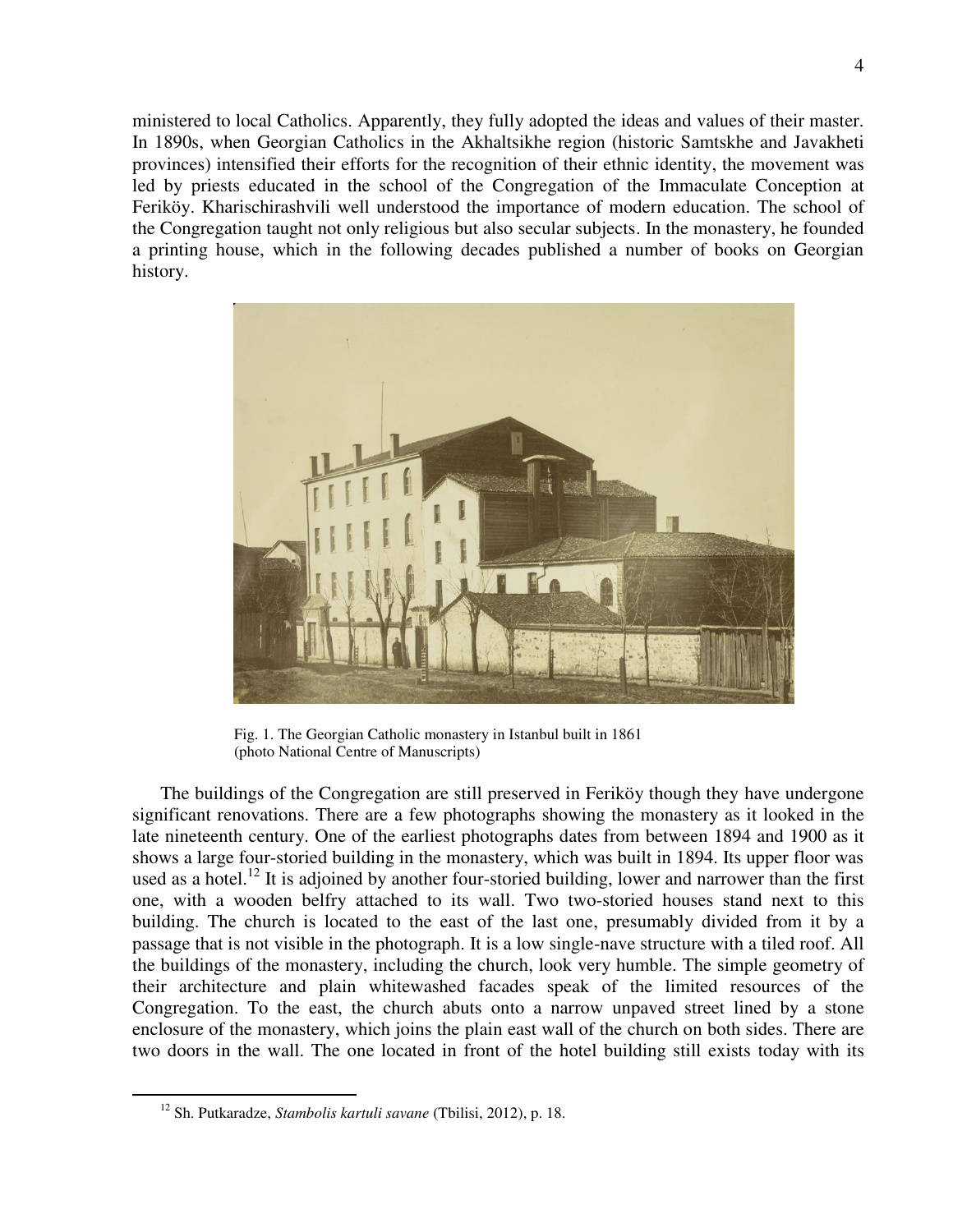ministered to local Catholics. Apparently, they fully adopted the ideas and values of their master. In 1890s, when Georgian Catholics in the Akhaltsikhe region (historic Samtskhe and Javakheti provinces) intensified their efforts for the recognition of their ethnic identity, the movement was led by priests educated in the school of the Congregation of the Immaculate Conception at Feriköy. Kharischirashvili well understood the importance of modern education. The school of the Congregation taught not only religious but also secular subjects. In the monastery, he founded a printing house, which in the following decades published a number of books on Georgian history.

Fig. 1. The Georgian Catholic monastery in Istanbul built in 1861 (photo National Centre of Manuscripts)

The buildings of the Congregation are still preserved in Feriköy though they have undergone significant renovations. There are a few photographs showing the monastery as it looked in the late nineteenth century. One of the earliest photographs dates from between 1894 and 1900 as it shows a large four-storied building in the monastery, which was built in 1894. Its upper floor was used as a hotel.[12] It is adjoined by another four-storied building, lower and narrower than the first one, with a wooden belfry attached to its wall. Two two-storied houses stand next to this building. The church is located to the east of the last one, presumably divided from it by a passage that is not visible in the photograph. It is a low single-nave structure with a tiled roof. All the buildings of the monastery, including the church, look very humble. The simple geometry of their architecture and plain whitewashed facades speak of the limited resources of the Congregation. To the east, the church abuts onto a narrow unpaved street lined by a stone enclosure of the monastery, which joins the plain east wall of the church on both sides. There are two doors in the wall. The one located in front of the hotel building still exists today with its

[12] Sh. Putkaradze, *Stambolis kartuli savane* (Tbilisi, 2012), p. 18.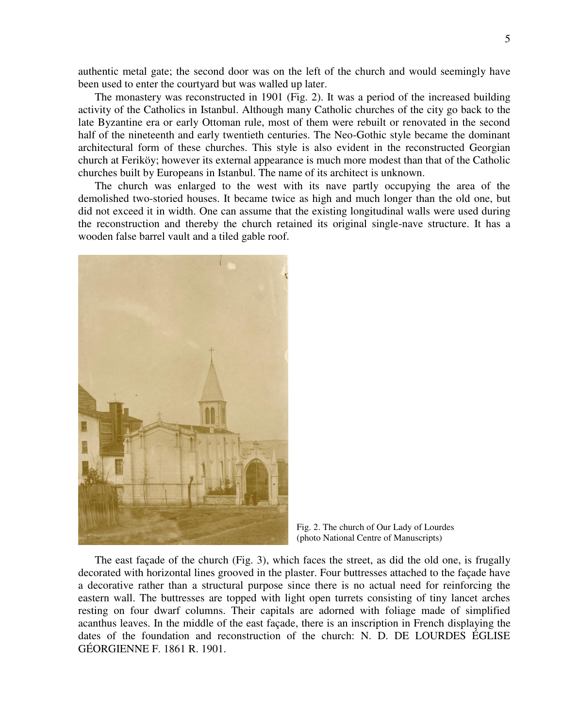authentic metal gate; the second door was on the left of the church and would seemingly have been used to enter the courtyard but was walled up later.

The monastery was reconstructed in 1901 (Fig. 2). It was a period of the increased building activity of the Catholics in Istanbul. Although many Catholic churches of the city go back to the late Byzantine era or early Ottoman rule, most of them were rebuilt or renovated in the second half of the nineteenth and early twentieth centuries. The Neo-Gothic style became the dominant architectural form of these churches. This style is also evident in the reconstructed Georgian church at Feriköy; however its external appearance is much more modest than that of the Catholic churches built by Europeans in Istanbul. The name of its architect is unknown.

The church was enlarged to the west with its nave partly occupying the area of the demolished two-storied houses. It became twice as high and much longer than the old one, but did not exceed it in width. One can assume that the existing longitudinal walls were used during the reconstruction and thereby the church retained its original single-nave structure. It has a wooden false barrel vault and a tiled gable roof.

Fig. 2. The church of Our Lady of Lourdes (photo National Centre of Manuscripts)

The east façade of the church (Fig. 3), which faces the street, as did the old one, is frugally decorated with horizontal lines grooved in the plaster. Four buttresses attached to the façade have a decorative rather than a structural purpose since there is no actual need for reinforcing the eastern wall. The buttresses are topped with light open turrets consisting of tiny lancet arches resting on four dwarf columns. Their capitals are adorned with foliage made of simplified acanthus leaves. In the middle of the east façade, there is an inscription in French displaying the dates of the foundation and reconstruction of the church: N. D. DE LOURDES ÉGLISE GÉORGIENNE F. 1861 R. 1901.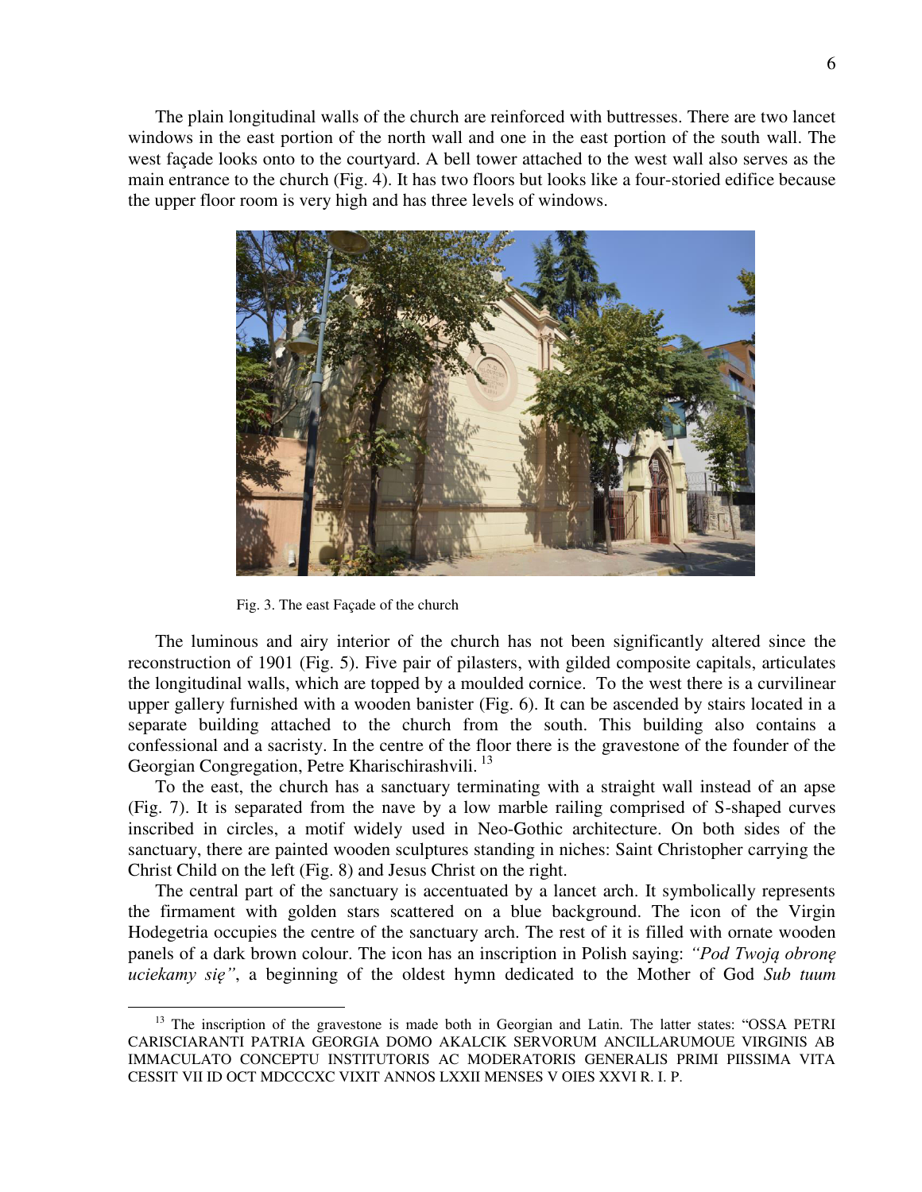The plain longitudinal walls of the church are reinforced with buttresses. There are two lancet windows in the east portion of the north wall and one in the east portion of the south wall. The west façade looks onto to the courtyard. A bell tower attached to the west wall also serves as the main entrance to the church (Fig. 4). It has two floors but looks like a four-storied edifice because the upper floor room is very high and has three levels of windows.

Fig. 3. The east Façade of the church

The luminous and airy interior of the church has not been significantly altered since the reconstruction of 1901 (Fig. 5). Five pair of pilasters, with gilded composite capitals, articulates the longitudinal walls, which are topped by a moulded cornice. To the west there is a curvilinear upper gallery furnished with a wooden banister (Fig. 6). It can be ascended by stairs located in a separate building attached to the church from the south. This building also contains a confessional and a sacristy. In the centre of the floor there is the gravestone of the founder of the Georgian Congregation, Petre Kharischirashvili. [13]

To the east, the church has a sanctuary terminating with a straight wall instead of an apse (Fig. 7). It is separated from the nave by a low marble railing comprised of S-shaped curves inscribed in circles, a motif widely used in Neo-Gothic architecture. On both sides of the sanctuary, there are painted wooden sculptures standing in niches: Saint Christopher carrying the Christ Child on the left (Fig. 8) and Jesus Christ on the right.

The central part of the sanctuary is accentuated by a lancet arch. It symbolically represents the firmament with golden stars scattered on a blue background. The icon of the Virgin Hodegetria occupies the centre of the sanctuary arch. The rest of it is filled with ornate wooden panels of a dark brown colour. The icon has an inscription in Polish saying: *"Pod Twoją obronę uciekamy się"*, a beginning of the oldest hymn dedicated to the Mother of God *Sub tuum*

[13] The inscription of the gravestone is made both in Georgian and Latin. The latter states: "OSSA PETRI CARISCIARANTI PATRIA GEORGIA DOMO AKALCIK SERVORUM ANCILLARUMOUE VIRGINIS AB IMMACULATO CONCEPTU INSTITUTORIS AC MODERATORIS GENERALIS PRIMI PIISSIMA VITA CESSIT VII ID OCT MDCCCXC VIXIT ANNOS LXXII MENSES V OIES XXVI R. I. P.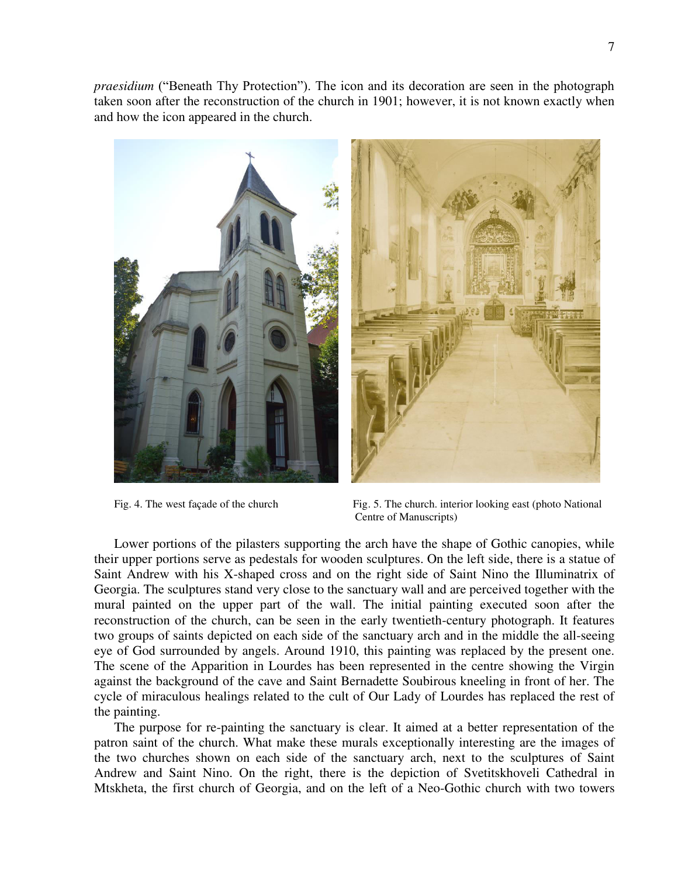*praesidium* ("Beneath Thy Protection"). The icon and its decoration are seen in the photograph taken soon after the reconstruction of the church in 1901; however, it is not known exactly when and how the icon appeared in the church.

Fig. 4. The west façade of the church

Fig. 5. The church. interior looking east (photo National Centre of Manuscripts)

Lower portions of the pilasters supporting the arch have the shape of Gothic canopies, while their upper portions serve as pedestals for wooden sculptures. On the left side, there is a statue of Saint Andrew with his X-shaped cross and on the right side of Saint Nino the Illuminatrix of Georgia. The sculptures stand very close to the sanctuary wall and are perceived together with the mural painted on the upper part of the wall. The initial painting executed soon after the reconstruction of the church, can be seen in the early twentieth-century photograph. It features two groups of saints depicted on each side of the sanctuary arch and in the middle the all-seeing eye of God surrounded by angels. Around 1910, this painting was replaced by the present one. The scene of the Apparition in Lourdes has been represented in the centre showing the Virgin against the background of the cave and Saint Bernadette Soubirous kneeling in front of her. The cycle of miraculous healings related to the cult of Our Lady of Lourdes has replaced the rest of the painting.

The purpose for re-painting the sanctuary is clear. It aimed at a better representation of the patron saint of the church. What make these murals exceptionally interesting are the images of the two churches shown on each side of the sanctuary arch, next to the sculptures of Saint Andrew and Saint Nino. On the right, there is the depiction of Svetitskhoveli Cathedral in Mtskheta, the first church of Georgia, and on the left of a Neo-Gothic church with two towers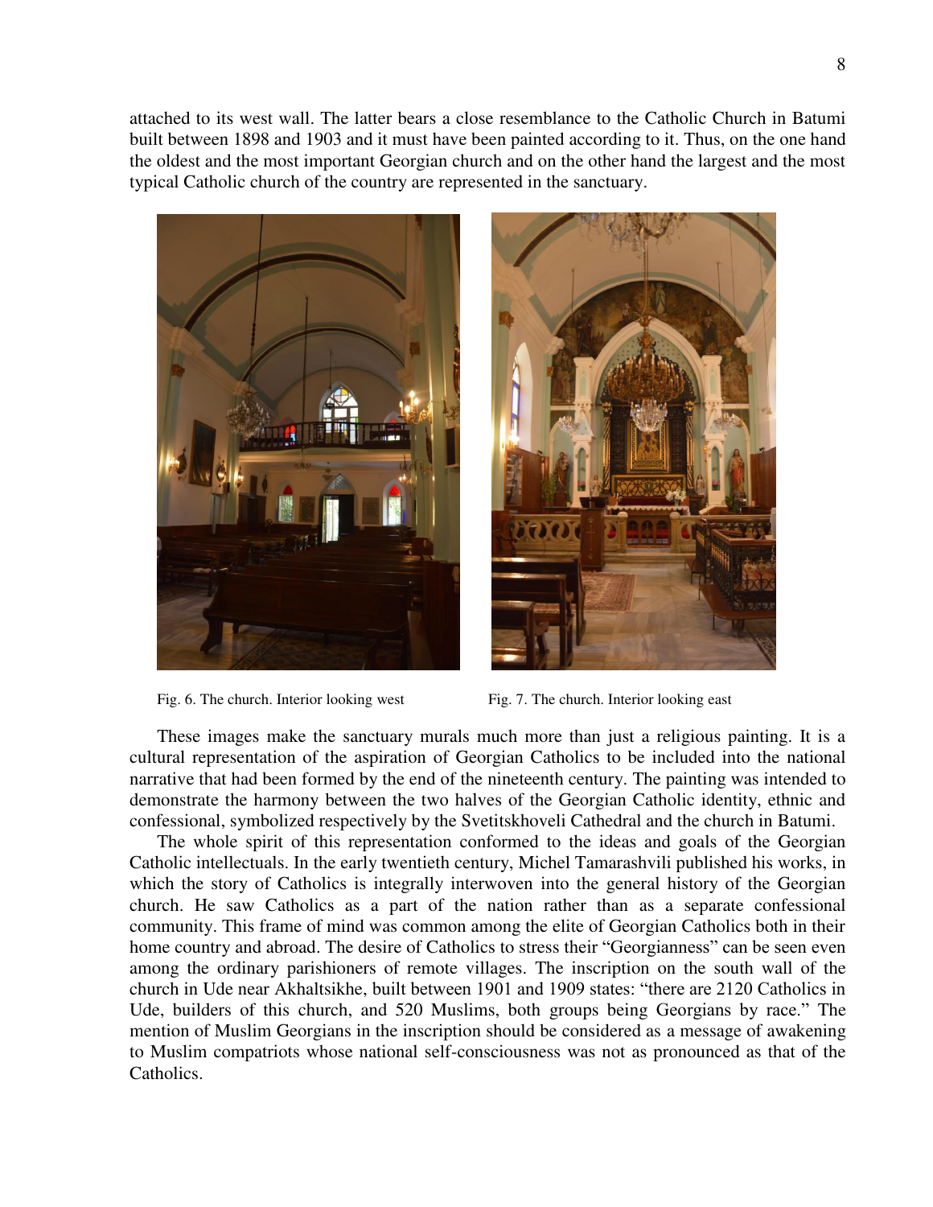attached to its west wall. The latter bears a close resemblance to the Catholic Church in Batumi built between 1898 and 1903 and it must have been painted according to it. Thus, on the one hand the oldest and the most important Georgian church and on the other hand the largest and the most typical Catholic church of the country are represented in the sanctuary.

Fig. 6. The church. Interior looking west

Fig. 7. The church. Interior looking east

These images make the sanctuary murals much more than just a religious painting. It is a cultural representation of the aspiration of Georgian Catholics to be included into the national narrative that had been formed by the end of the nineteenth century. The painting was intended to demonstrate the harmony between the two halves of the Georgian Catholic identity, ethnic and confessional, symbolized respectively by the Svetitskhoveli Cathedral and the church in Batumi.

The whole spirit of this representation conformed to the ideas and goals of the Georgian Catholic intellectuals. In the early twentieth century, Michel Tamarashvili published his works, in which the story of Catholics is integrally interwoven into the general history of the Georgian church. He saw Catholics as a part of the nation rather than as a separate confessional community. This frame of mind was common among the elite of Georgian Catholics both in their home country and abroad. The desire of Catholics to stress their "Georgianness" can be seen even among the ordinary parishioners of remote villages. The inscription on the south wall of the church in Ude near Akhaltsikhe, built between 1901 and 1909 states: "there are 2120 Catholics in Ude, builders of this church, and 520 Muslims, both groups being Georgians by race." The mention of Muslim Georgians in the inscription should be considered as a message of awakening to Muslim compatriots whose national self-consciousness was not as pronounced as that of the Catholics.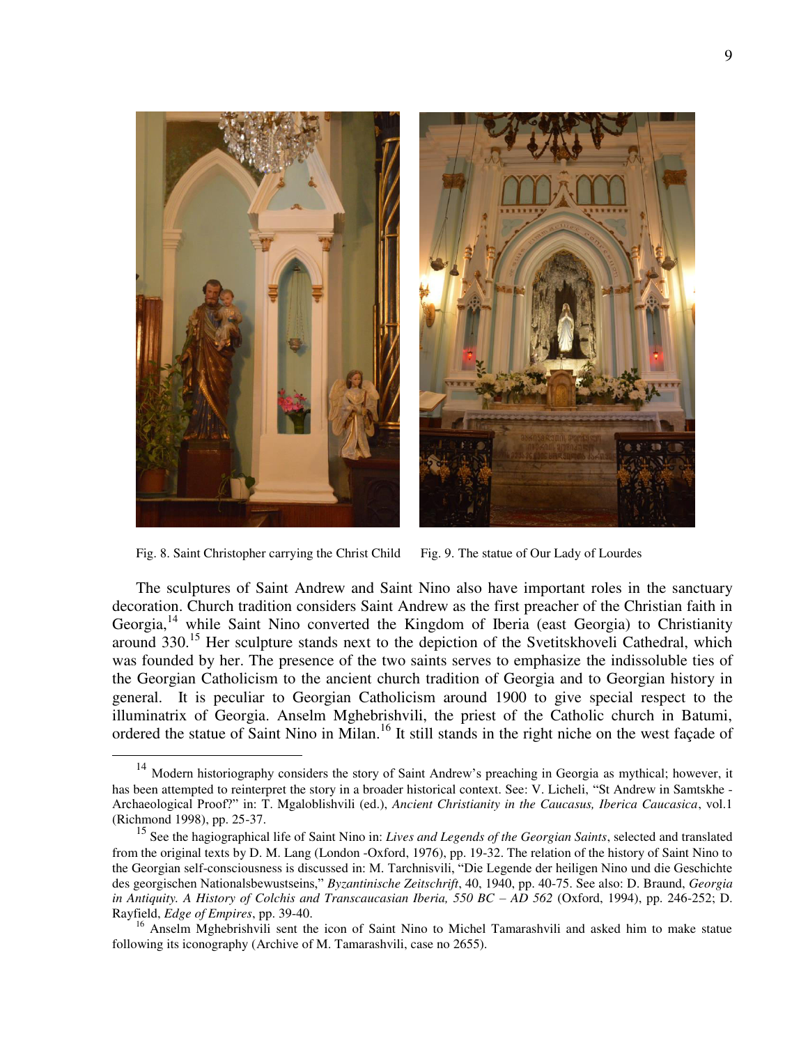Fig. 8. Saint Christopher carrying the Christ Child

Fig. 9. The statue of Our Lady of Lourdes

The sculptures of Saint Andrew and Saint Nino also have important roles in the sanctuary decoration. Church tradition considers Saint Andrew as the first preacher of the Christian faith in Georgia,[14] while Saint Nino converted the Kingdom of Iberia (east Georgia) to Christianity around 330.[15] Her sculpture stands next to the depiction of the Svetitskhoveli Cathedral, which was founded by her. The presence of the two saints serves to emphasize the indissoluble ties of the Georgian Catholicism to the ancient church tradition of Georgia and to Georgian history in general. It is peculiar to Georgian Catholicism around 1900 to give special respect to the illuminatrix of Georgia. Anselm Mghebrishvili, the priest of the Catholic church in Batumi, ordered the statue of Saint Nino in Milan.[16] It still stands in the right niche on the west façade of

---

[14] Modern historiography considers the story of Saint Andrew's preaching in Georgia as mythical; however, it has been attempted to reinterpret the story in a broader historical context. See: V. Licheli, "St Andrew in Samtskhe - Archaeological Proof?" in: T. Mgaloblishvili (ed.), *Ancient Christianity in the Caucasus, Iberica Caucasica*, vol.1 (Richmond 1998), pp. 25-37.

[15] See the hagiographical life of Saint Nino in: *Lives and Legends of the Georgian Saints*, selected and translated from the original texts by D. M. Lang (London -Oxford, 1976), pp. 19-32. The relation of the history of Saint Nino to the Georgian self-consciousness is discussed in: M. Tarchnisvili, "Die Legende der heiligen Nino und die Geschichte des georgischen Nationalsbewustseins," *Byzantinische Zeitschrift*, 40, 1940, pp. 40-75. See also: D. Braund, *Georgia in Antiquity. A History of Colchis and Transcaucasian Iberia, 550 BC – AD 562* (Oxford, 1994), pp. 246-252; D. Rayfield, *Edge of Empires*, pp. 39-40.

[16] Anselm Mghebrishvili sent the icon of Saint Nino to Michel Tamarashvili and asked him to make statue following its iconography (Archive of M. Tamarashvili, case no 2655).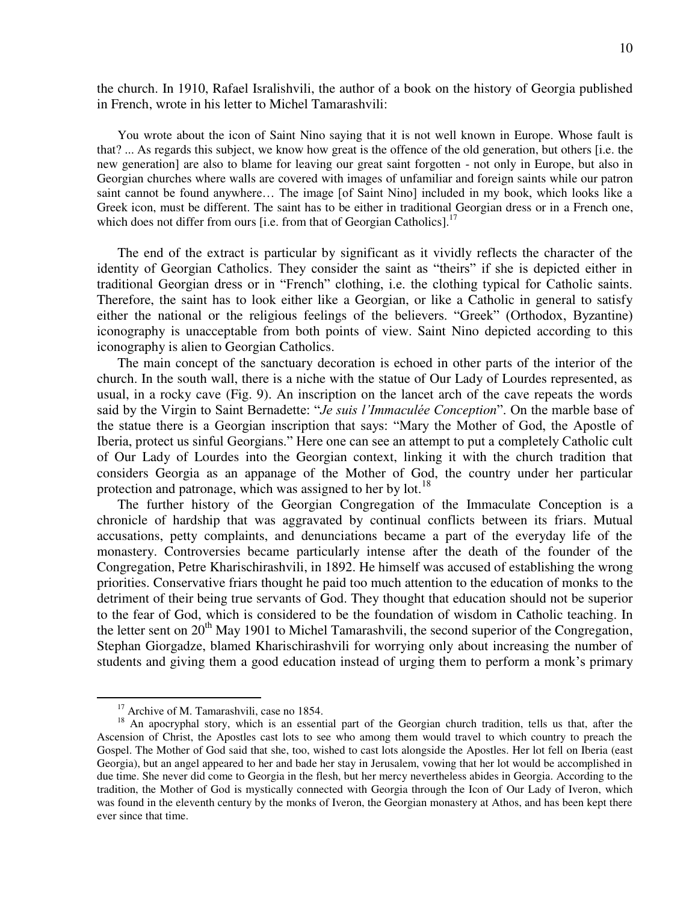the church. In 1910, Rafael Israishvili, the author of a book on the history of Georgia published in French, wrote in his letter to Michel Tamarashvili:

> You wrote about the icon of Saint Nino saying that it is not well known in Europe. Whose fault is that? ... As regards this subject, we know how great is the offence of the old generation, but others [i.e. the new generation] are also to blame for leaving our great saint forgotten - not only in Europe, but also in Georgian churches where walls are covered with images of unfamiliar and foreign saints while our patron saint cannot be found anywhere… The image [of Saint Nino] included in my book, which looks like a Greek icon, must be different. The saint has to be either in traditional Georgian dress or in a French one, which does not differ from ours [i.e. from that of Georgian Catholics].[17]

The end of the extract is particular by significant as it vividly reflects the character of the identity of Georgian Catholics. They consider the saint as "theirs" if she is depicted either in traditional Georgian dress or in "French" clothing, i.e. the clothing typical for Catholic saints. Therefore, the saint has to look either like a Georgian, or like a Catholic in general to satisfy either the national or the religious feelings of the believers. "Greek" (Orthodox, Byzantine) iconography is unacceptable from both points of view. Saint Nino depicted according to this iconography is alien to Georgian Catholics.

The main concept of the sanctuary decoration is echoed in other parts of the interior of the church. In the south wall, there is a niche with the statue of Our Lady of Lourdes represented, as usual, in a rocky cave (Fig. 9). An inscription on the lancet arch of the cave repeats the words said by the Virgin to Saint Bernadette: "*Je suis l'Immaculée Conception*". On the marble base of the statue there is a Georgian inscription that says: "Mary the Mother of God, the Apostle of Iberia, protect us sinful Georgians." Here one can see an attempt to put a completely Catholic cult of Our Lady of Lourdes into the Georgian context, linking it with the church tradition that considers Georgia as an appanage of the Mother of God, the country under her particular protection and patronage, which was assigned to her by lot.[18]

The further history of the Georgian Congregation of the Immaculate Conception is a chronicle of hardship that was aggravated by continual conflicts between its friars. Mutual accusations, petty complaints, and denunciations became a part of the everyday life of the monastery. Controversies became particularly intense after the death of the founder of the Congregation, Petre Kharischirashvili, in 1892. He himself was accused of establishing the wrong priorities. Conservative friars thought he paid too much attention to the education of monks to the detriment of their being true servants of God. They thought that education should not be superior to the fear of God, which is considered to be the foundation of wisdom in Catholic teaching. In the letter sent on 20th May 1901 to Michel Tamarashvili, the second superior of the Congregation, Stephan Giorgadze, blamed Kharischirashvili for worrying only about increasing the number of students and giving them a good education instead of urging them to perform a monk's primary

---

[17] Archive of M. Tamarashvili, case no 1854.

[18] An apocryphal story, which is an essential part of the Georgian church tradition, tells us that, after the Ascension of Christ, the Apostles cast lots to see who among them would travel to which country to preach the Gospel. The Mother of God said that she, too, wished to cast lots alongside the Apostles. Her lot fell on Iberia (east Georgia), but an angel appeared to her and bade her stay in Jerusalem, vowing that her lot would be accomplished in due time. She never did come to Georgia in the flesh, but her mercy nevertheless abides in Georgia. According to the tradition, the Mother of God is mystically connected with Georgia through the Icon of Our Lady of Iveron, which was found in the eleventh century by the monks of Iveron, the Georgian monastery at Athos, and has been kept there ever since that time.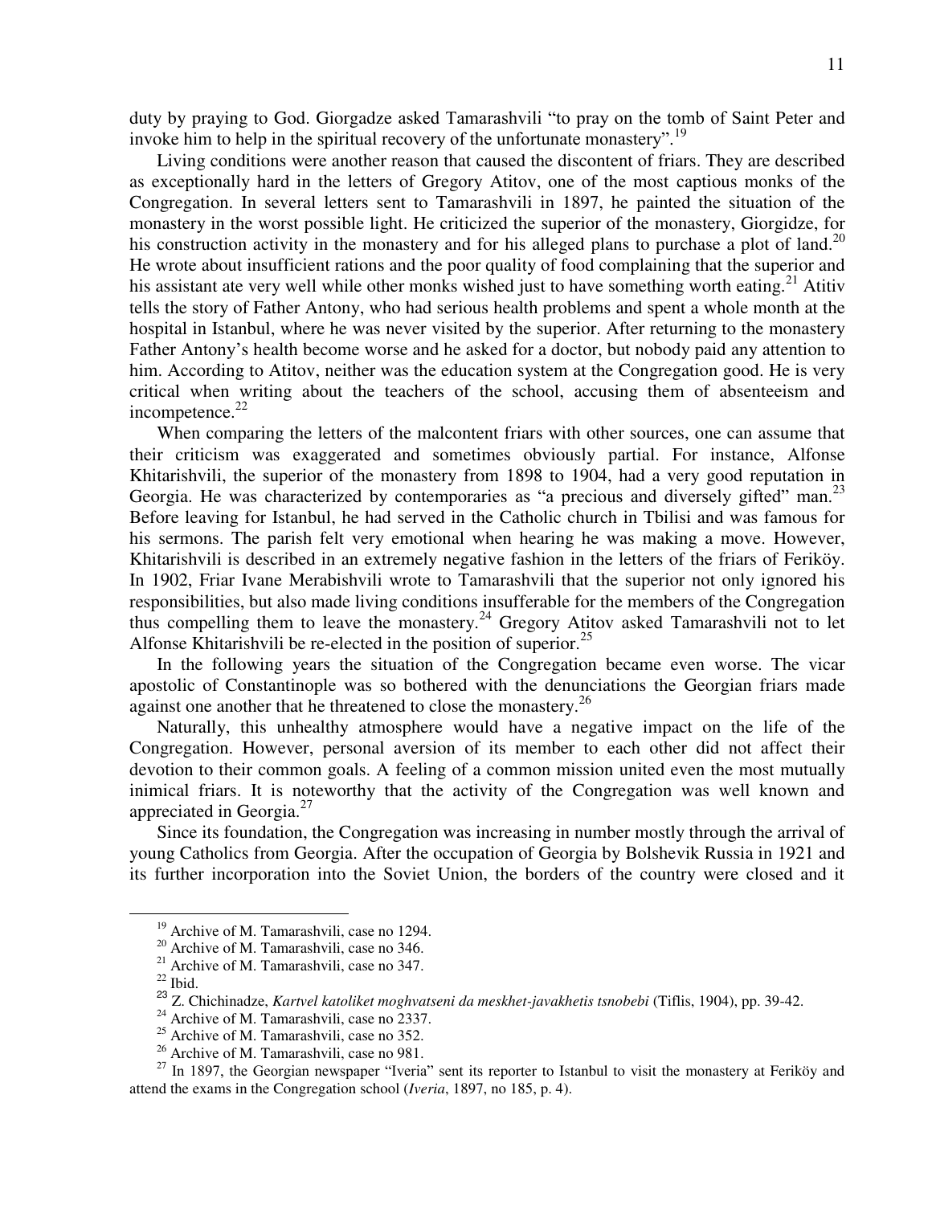duty by praying to God. Giorgadze asked Tamarashvili "to pray on the tomb of Saint Peter and invoke him to help in the spiritual recovery of the unfortunate monastery".[19]

Living conditions were another reason that caused the discontent of friars. They are described as exceptionally hard in the letters of Gregory Atitov, one of the most captious monks of the Congregation. In several letters sent to Tamarashvili in 1897, he painted the situation of the monastery in the worst possible light. He criticized the superior of the monastery, Giorgidze, for his construction activity in the monastery and for his alleged plans to purchase a plot of land.[20] He wrote about insufficient rations and the poor quality of food complaining that the superior and his assistant ate very well while other monks wished just to have something worth eating.[21] Atitiv tells the story of Father Antony, who had serious health problems and spent a whole month at the hospital in Istanbul, where he was never visited by the superior. After returning to the monastery Father Antony's health become worse and he asked for a doctor, but nobody paid any attention to him. According to Atitov, neither was the education system at the Congregation good. He is very critical when writing about the teachers of the school, accusing them of absenteeism and incompetence.[22]

When comparing the letters of the malcontent friars with other sources, one can assume that their criticism was exaggerated and sometimes obviously partial. For instance, Alfonse Khitarishvili, the superior of the monastery from 1898 to 1904, had a very good reputation in Georgia. He was characterized by contemporaries as "a precious and diversely gifted" man.[23] Before leaving for Istanbul, he had served in the Catholic church in Tbilisi and was famous for his sermons. The parish felt very emotional when hearing he was making a move. However, Khitarishvili is described in an extremely negative fashion in the letters of the friars of Feriköy. In 1902, Friar Ivane Merabishvili wrote to Tamarashvili that the superior not only ignored his responsibilities, but also made living conditions insufferable for the members of the Congregation thus compelling them to leave the monastery.[24] Gregory Atitov asked Tamarashvili not to let Alfonse Khitarishvili be re-elected in the position of superior.[25]

In the following years the situation of the Congregation became even worse. The vicar apostolic of Constantinople was so bothered with the denunciations the Georgian friars made against one another that he threatened to close the monastery.[26]

Naturally, this unhealthy atmosphere would have a negative impact on the life of the Congregation. However, personal aversion of its member to each other did not affect their devotion to their common goals. A feeling of a common mission united even the most mutually inimical friars. It is noteworthy that the activity of the Congregation was well known and appreciated in Georgia.[27]

Since its foundation, the Congregation was increasing in number mostly through the arrival of young Catholics from Georgia. After the occupation of Georgia by Bolshevik Russia in 1921 and its further incorporation into the Soviet Union, the borders of the country were closed and it

---

[19] Archive of M. Tamarashvili, case no 1294.

[20] Archive of M. Tamarashvili, case no 346.

[21] Archive of M. Tamarashvili, case no 347.

[22] Ibid.

[23] Z. Chichinadze, *Kartvel katoliket moghvatseni da meskhet-javakhetis tsnobebi* (Tiflis, 1904), pp. 39-42.

[24] Archive of M. Tamarashvili, case no 2337.

[25] Archive of M. Tamarashvili, case no 352.

[26] Archive of M. Tamarashvili, case no 981.

[27] In 1897, the Georgian newspaper "Iveria" sent its reporter to Istanbul to visit the monastery at Feriköy and attend the exams in the Congregation school (*Iveria*, 1897, no 185, p. 4).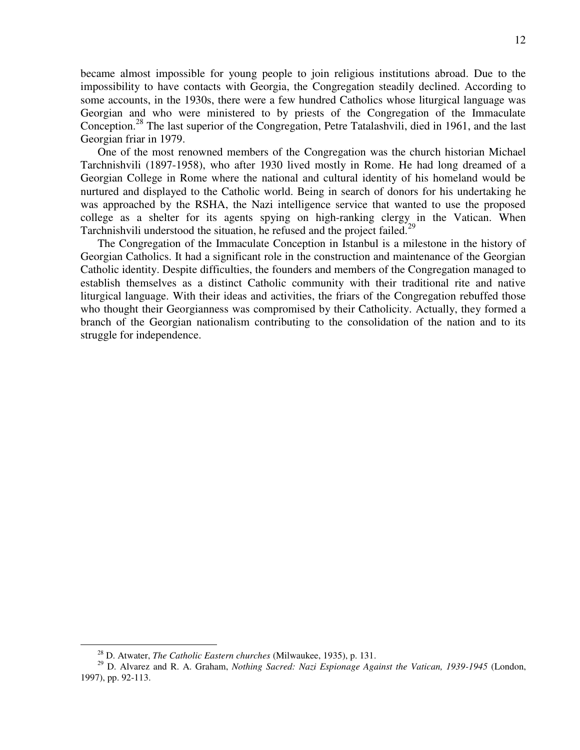became almost impossible for young people to join religious institutions abroad. Due to the impossibility to have contacts with Georgia, the Congregation steadily declined. According to some accounts, in the 1930s, there were a few hundred Catholics whose liturgical language was Georgian and who were ministered to by priests of the Congregation of the Immaculate Conception.[28] The last superior of the Congregation, Petre Tatalashvili, died in 1961, and the last Georgian friar in 1979.

One of the most renowned members of the Congregation was the church historian Michael Tarchnishvili (1897-1958), who after 1930 lived mostly in Rome. He had long dreamed of a Georgian College in Rome where the national and cultural identity of his homeland would be nurtured and displayed to the Catholic world. Being in search of donors for his undertaking he was approached by the RSHA, the Nazi intelligence service that wanted to use the proposed college as a shelter for its agents spying on high-ranking clergy in the Vatican. When Tarchnishvili understood the situation, he refused and the project failed.[29]

The Congregation of the Immaculate Conception in Istanbul is a milestone in the history of Georgian Catholics. It had a significant role in the construction and maintenance of the Georgian Catholic identity. Despite difficulties, the founders and members of the Congregation managed to establish themselves as a distinct Catholic community with their traditional rite and native liturgical language. With their ideas and activities, the friars of the Congregation rebuffed those who thought their Georgianness was compromised by their Catholicity. Actually, they formed a branch of the Georgian nationalism contributing to the consolidation of the nation and to its struggle for independence.

---

[28] D. Atwater, *The Catholic Eastern churches* (Milwaukee, 1935), p. 131.

[29] D. Alvarez and R. A. Graham, *Nothing Sacred: Nazi Espionage Against the Vatican, 1939-1945* (London, 1997), pp. 92-113.